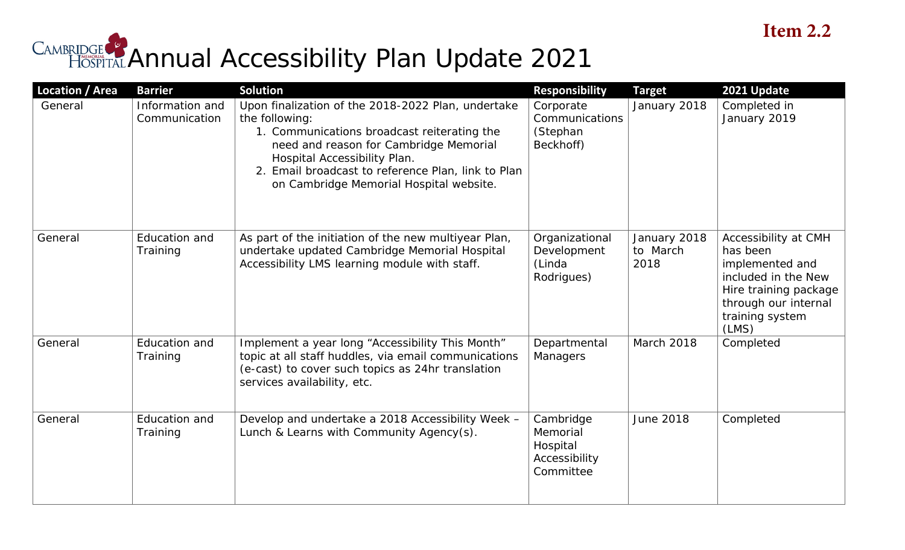**Item 2.2**

# Annual Accessibility Plan Update 2021

| Location / Area | Barrier | Solution | Responsibility | Target | 2021 Update |
|---|---|---|---|---|---|
| General | Information and Communication | Upon finalization of the 2018-2022 Plan, undertake the following:<br>1. Communications broadcast reiterating the need and reason for Cambridge Memorial Hospital Accessibility Plan.<br>2. Email broadcast to reference Plan, link to Plan on Cambridge Memorial Hospital website. | Corporate Communications (Stephan Beckhoff) | January 2018 | Completed in January 2019 |
| General | Education and Training | As part of the initiation of the new multiyear Plan, undertake updated Cambridge Memorial Hospital Accessibility LMS learning module with staff. | Organizational Development (Linda Rodrigues) | January 2018 to March 2018 | Accessibility at CMH has been implemented and included in the New Hire training package through our internal training system (LMS) |
| General | Education and Training | Implement a year long "Accessibility This Month" topic at all staff huddles, via email communications (e-cast) to cover such topics as 24hr translation services availability, etc. | Departmental Managers | March 2018 | Completed |
| General | Education and Training | Develop and undertake a 2018 Accessibility Week – Lunch & Learns with Community Agency(s). | Cambridge Memorial Hospital Accessibility Committee | June 2018 | Completed |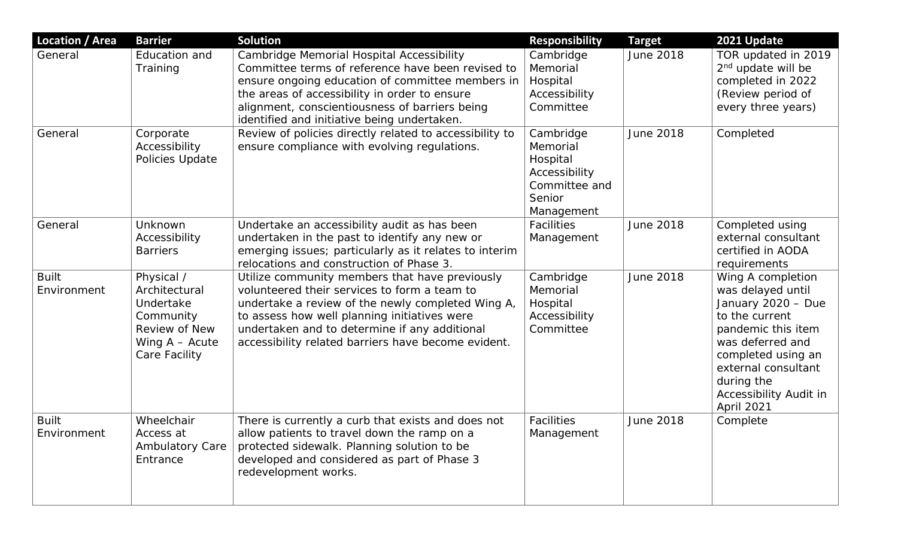| Location / Area | Barrier | Solution | Responsibility | Target | 2021 Update |
|---|---|---|---|---|---|
| General | Education and Training | Cambridge Memorial Hospital Accessibility Committee terms of reference have been revised to ensure ongoing education of committee members in the areas of accessibility in order to ensure alignment, conscientiousness of barriers being identified and initiative being undertaken. | Cambridge Memorial Hospital Accessibility Committee | June 2018 | TOR updated in 2019 2nd update will be completed in 2022 (Review period of every three years) |
| General | Corporate Accessibility Policies Update | Review of policies directly related to accessibility to ensure compliance with evolving regulations. | Cambridge Memorial Hospital Accessibility Committee and Senior Management | June 2018 | Completed |
| General | Unknown Accessibility Barriers | Undertake an accessibility audit as has been undertaken in the past to identify any new or emerging issues; particularly as it relates to interim relocations and construction of Phase 3. | Facilities Management | June 2018 | Completed using external consultant certified in AODA requirements |
| Built Environment | Physical / Architectural Undertake Community Review of New Wing A – Acute Care Facility | Utilize community members that have previously volunteered their services to form a team to undertake a review of the newly completed Wing A, to assess how well planning initiatives were undertaken and to determine if any additional accessibility related barriers have become evident. | Cambridge Memorial Hospital Accessibility Committee | June 2018 | Wing A completion was delayed until January 2020 – Due to the current pandemic this item was deferred and completed using an external consultant during the Accessibility Audit in April 2021 |
| Built Environment | Wheelchair Access at Ambulatory Care Entrance | There is currently a curb that exists and does not allow patients to travel down the ramp on a protected sidewalk. Planning solution to be developed and considered as part of Phase 3 redevelopment works. | Facilities Management | June 2018 | Complete |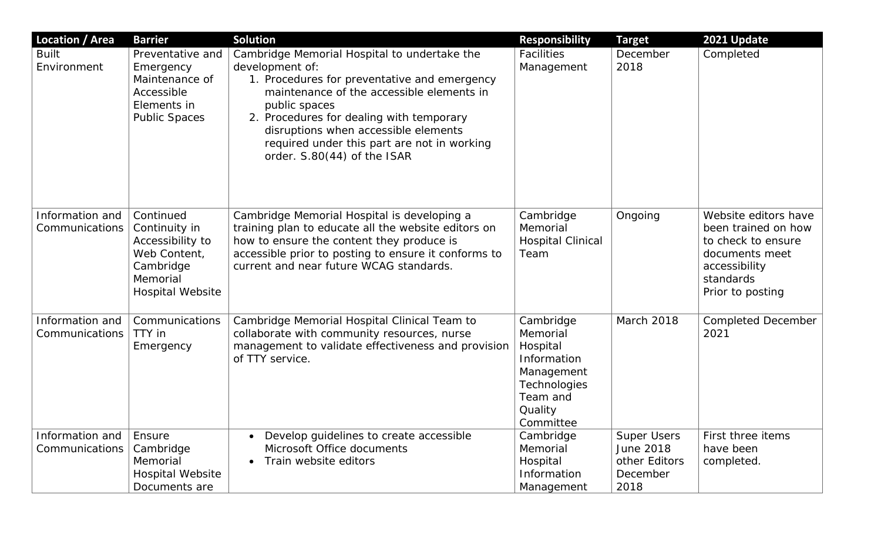| Location / Area | Barrier | Solution | Responsibility | Target | 2021 Update |
|---|---|---|---|---|---|
| Built Environment | Preventative and Emergency Maintenance of Accessible Elements in Public Spaces | Cambridge Memorial Hospital to undertake the development of:<br>1. Procedures for preventative and emergency maintenance of the accessible elements in public spaces<br>2. Procedures for dealing with temporary disruptions when accessible elements required under this part are not in working order. S.80(44) of the ISAR | Facilities Management | December 2018 | Completed |
| Information and Communications | Continued Continuity in Accessibility to Web Content, Cambridge Memorial Hospital Website | Cambridge Memorial Hospital is developing a training plan to educate all the website editors on how to ensure the content they produce is accessible prior to posting to ensure it conforms to current and near future WCAG standards. | Cambridge Memorial Hospital Clinical Team | Ongoing | Website editors have been trained on how to check to ensure documents meet accessibility standards Prior to posting |
| Information and Communications | Communications TTY in Emergency | Cambridge Memorial Hospital Clinical Team to collaborate with community resources, nurse management to validate effectiveness and provision of TTY service. | Cambridge Memorial Hospital Information Management Technologies Team and Quality Committee | March 2018 | Completed December 2021 |
| Information and Communications | Ensure Cambridge Memorial Hospital Website Documents are | • Develop guidelines to create accessible Microsoft Office documents<br>• Train website editors | Cambridge Memorial Hospital Information Management | Super Users June 2018 other Editors December 2018 | First three items have been completed. |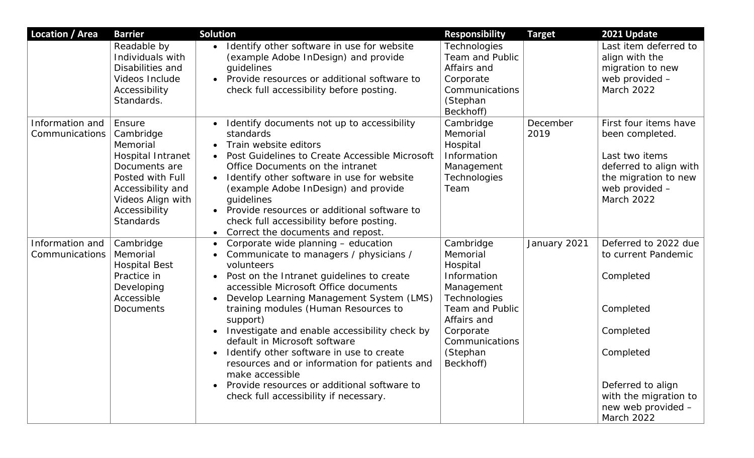| Location / Area | Barrier | Solution | Responsibility | Target | 2021 Update |
|---|---|---|---|---|---|
| | Readable by Individuals with Disabilities and Videos Include Accessibility Standards. | • Identify other software in use for website (example Adobe InDesign) and provide guidelines<br>• Provide resources or additional software to check full accessibility before posting. | Technologies Team and Public Affairs and Corporate Communications (Stephan Beckhoff) | | Last item deferred to align with the migration to new web provided – March 2022 |
| Information and Communications | Ensure Cambridge Memorial Hospital Intranet Documents are Posted with Full Accessibility and Videos Align with Accessibility Standards | • Identify documents not up to accessibility standards<br>• Train website editors<br>• Post Guidelines to Create Accessible Microsoft Office Documents on the intranet<br>• Identify other software in use for website (example Adobe InDesign) and provide guidelines<br>• Provide resources or additional software to check full accessibility before posting.<br>• Correct the documents and repost. | Cambridge Memorial Hospital Information Management Technologies Team | December 2019 | First four items have been completed.<br><br>Last two items deferred to align with the migration to new web provided – March 2022 |
| Information and Communications | Cambridge Memorial Hospital Best Practice in Developing Accessible Documents | • Corporate wide planning – education<br>• Communicate to managers / physicians / volunteers<br>• Post on the Intranet guidelines to create accessible Microsoft Office documents<br>• Develop Learning Management System (LMS) training modules (Human Resources to support)<br>• Investigate and enable accessibility check by default in Microsoft software<br>• Identify other software in use to create resources and or information for patients and make accessible<br>• Provide resources or additional software to check full accessibility if necessary. | Cambridge Memorial Hospital Information Management Technologies Team and Public Affairs and Corporate Communications (Stephan Beckhoff) | January 2021 | Deferred to 2022 due to current Pandemic<br><br>Completed<br><br>Completed<br><br>Completed<br><br>Completed<br><br>Deferred to align with the migration to new web provided – March 2022 |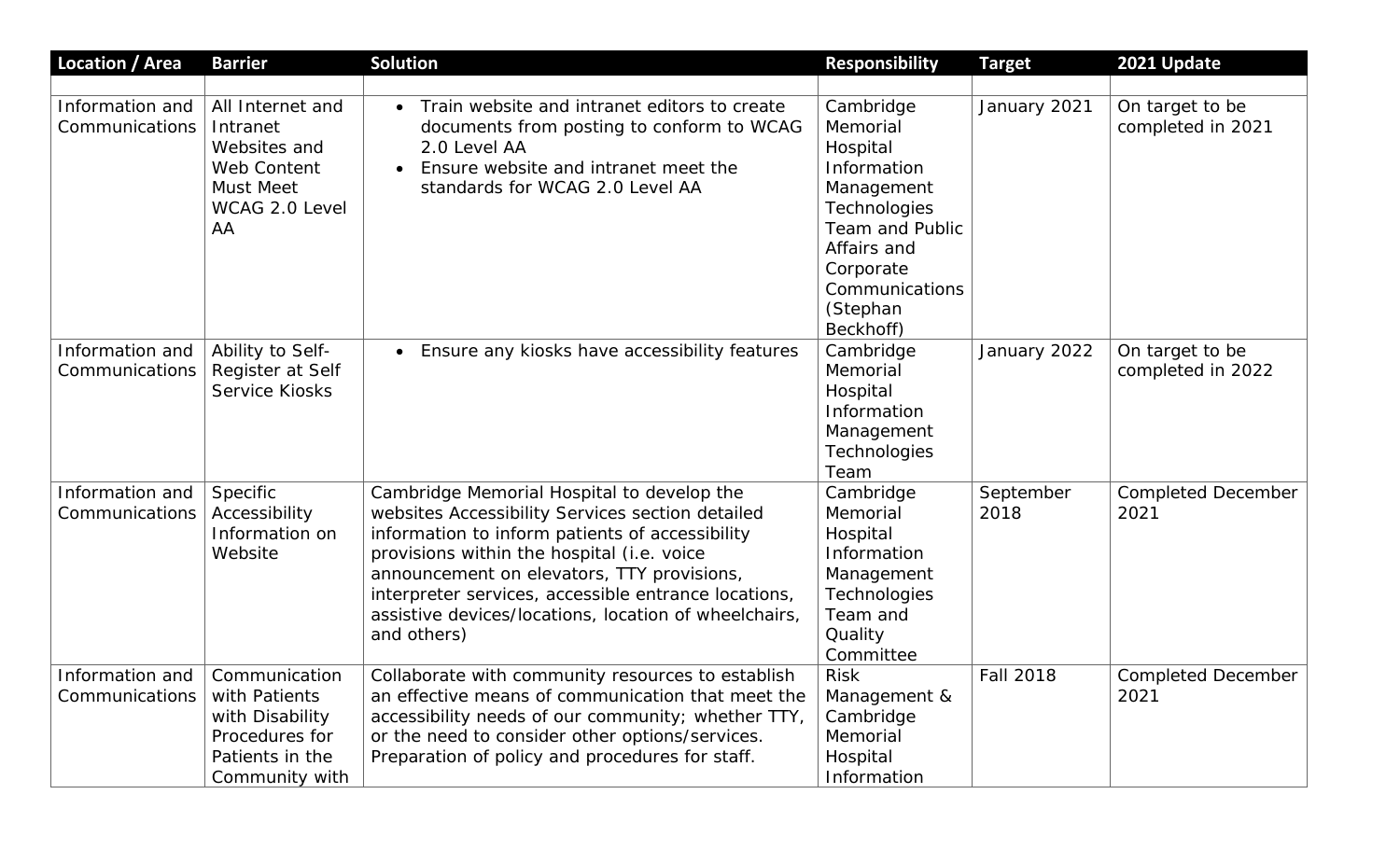| Location / Area | Barrier | Solution | Responsibility | Target | 2021 Update |
|---|---|---|---|---|---|
| | | | | | |
| Information and Communications | All Internet and Intranet Websites and Web Content Must Meet WCAG 2.0 Level AA | • Train website and intranet editors to create documents from posting to conform to WCAG 2.0 Level AA<br>• Ensure website and intranet meet the standards for WCAG 2.0 Level AA | Cambridge Memorial Hospital Information Management Technologies Team and Public Affairs and Corporate Communications (Stephan Beckhoff) | January 2021 | On target to be completed in 2021 |
| Information and Communications | Ability to Self-Register at Self Service Kiosks | • Ensure any kiosks have accessibility features | Cambridge Memorial Hospital Information Management Technologies Team | January 2022 | On target to be completed in 2022 |
| Information and Communications | Specific Accessibility Information on Website | Cambridge Memorial Hospital to develop the websites Accessibility Services section detailed information to inform patients of accessibility provisions within the hospital (i.e. voice announcement on elevators, TTY provisions, interpreter services, accessible entrance locations, assistive devices/locations, location of wheelchairs, and others) | Cambridge Memorial Hospital Information Management Technologies Team and Quality Committee | September 2018 | Completed December 2021 |
| Information and Communications | Communication with Patients with Disability Procedures for Patients in the Community with | Collaborate with community resources to establish an effective means of communication that meet the accessibility needs of our community; whether TTY, or the need to consider other options/services. Preparation of policy and procedures for staff. | Risk Management & Cambridge Memorial Hospital Information | Fall 2018 | Completed December 2021 |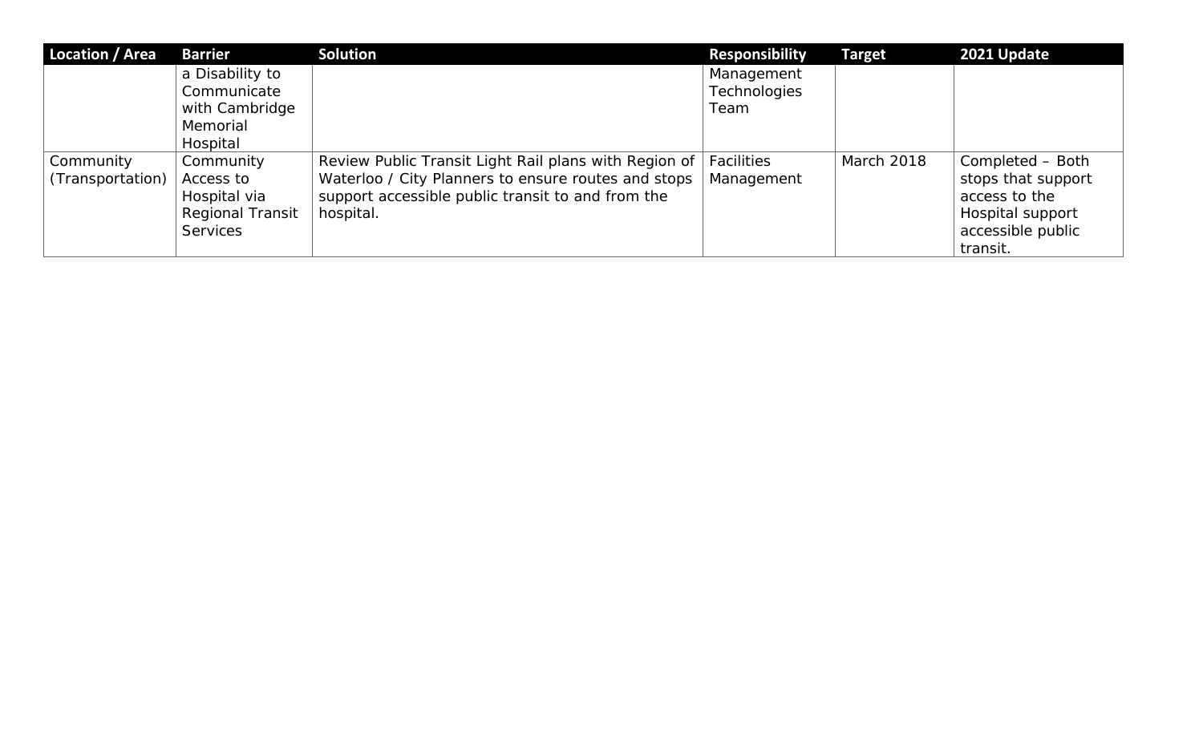| Location / Area | Barrier | Solution | Responsibility | Target | 2021 Update |
|---|---|---|---|---|---|
| | a Disability to Communicate with Cambridge Memorial Hospital | | Management Technologies Team | | |
| Community (Transportation) | Community Access to Hospital via Regional Transit Services | Review Public Transit Light Rail plans with Region of Waterloo / City Planners to ensure routes and stops support accessible public transit to and from the hospital. | Facilities Management | March 2018 | Completed – Both stops that support access to the Hospital support accessible public transit. |